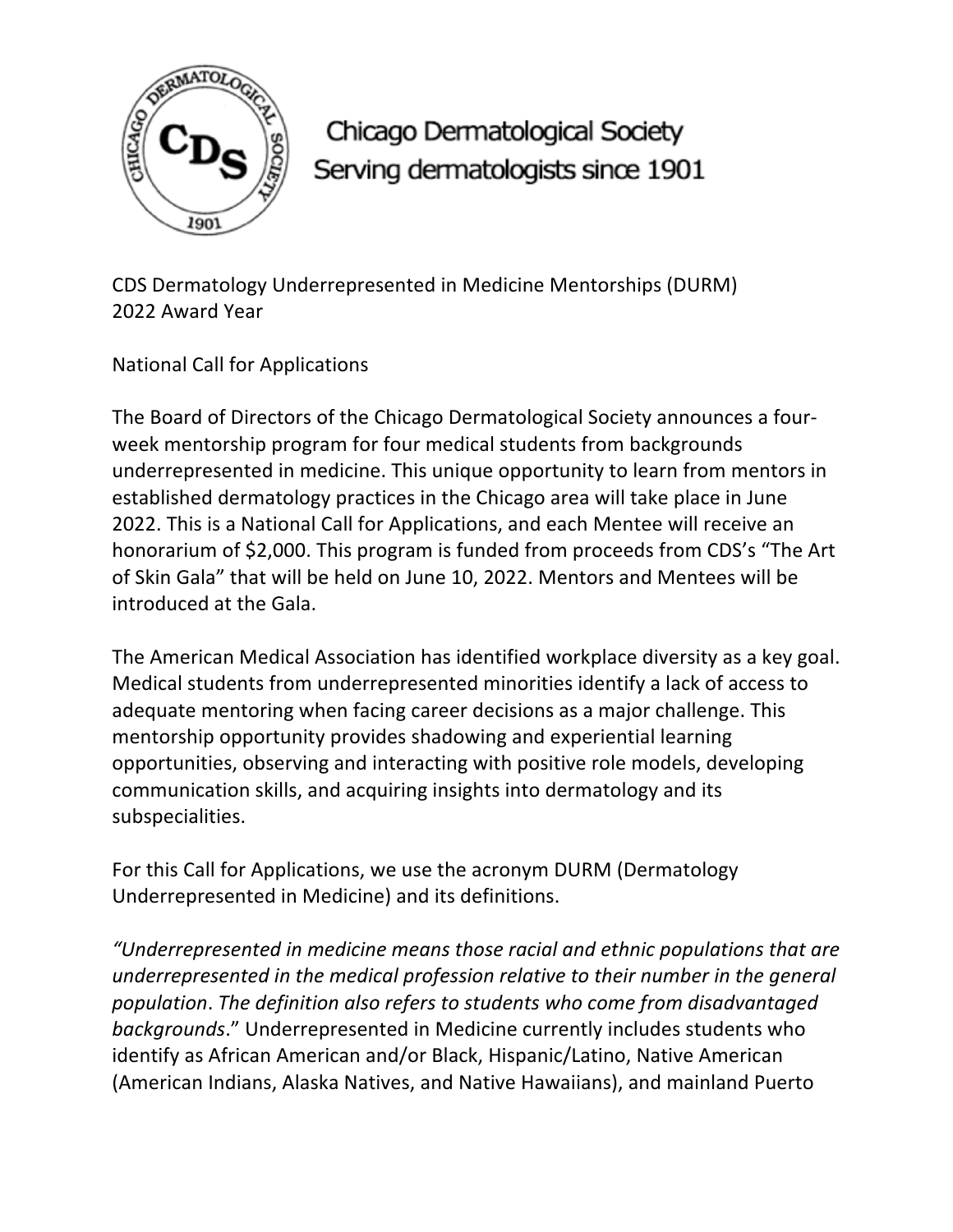Chicago Dermatological Society
Serving dermatologists since 1901

CDS Dermatology Underrepresented in Medicine Mentorships (DURM)
2022 Award Year

National Call for Applications

The Board of Directors of the Chicago Dermatological Society announces a four-week mentorship program for four medical students from backgrounds underrepresented in medicine. This unique opportunity to learn from mentors in established dermatology practices in the Chicago area will take place in June 2022. This is a National Call for Applications, and each Mentee will receive an honorarium of $2,000. This program is funded from proceeds from CDS's "The Art of Skin Gala" that will be held on June 10, 2022. Mentors and Mentees will be introduced at the Gala.

The American Medical Association has identified workplace diversity as a key goal. Medical students from underrepresented minorities identify a lack of access to adequate mentoring when facing career decisions as a major challenge. This mentorship opportunity provides shadowing and experiential learning opportunities, observing and interacting with positive role models, developing communication skills, and acquiring insights into dermatology and its subspecialities.

For this Call for Applications, we use the acronym DURM (Dermatology Underrepresented in Medicine) and its definitions.

*"Underrepresented in medicine means those racial and ethnic populations that are underrepresented in the medical profession relative to their number in the general population. The definition also refers to students who come from disadvantaged backgrounds."* Underrepresented in Medicine currently includes students who identify as African American and/or Black, Hispanic/Latino, Native American (American Indians, Alaska Natives, and Native Hawaiians), and mainland Puerto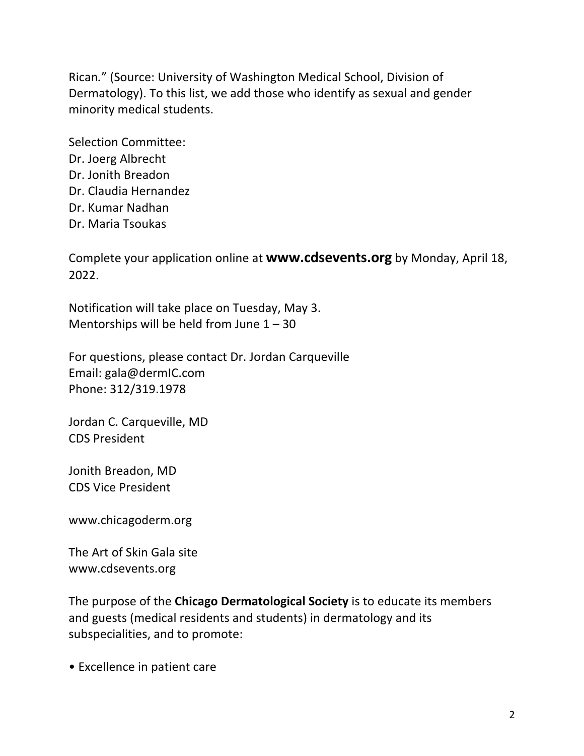Rican." (Source: University of Washington Medical School, Division of Dermatology). To this list, we add those who identify as sexual and gender minority medical students.

Selection Committee:
Dr. Joerg Albrecht
Dr. Jonith Breadon
Dr. Claudia Hernandez
Dr. Kumar Nadhan
Dr. Maria Tsoukas

Complete your application online at **www.cdsevents.org** by Monday, April 18, 2022.

Notification will take place on Tuesday, May 3.
Mentorships will be held from June 1 – 30

For questions, please contact Dr. Jordan Carqueville
Email: gala@dermIC.com
Phone: 312/319.1978

Jordan C. Carqueville, MD
CDS President

Jonith Breadon, MD
CDS Vice President

www.chicagoderm.org

The Art of Skin Gala site
www.cdsevents.org

The purpose of the **Chicago Dermatological Society** is to educate its members and guests (medical residents and students) in dermatology and its subspecialities, and to promote:

- Excellence in patient care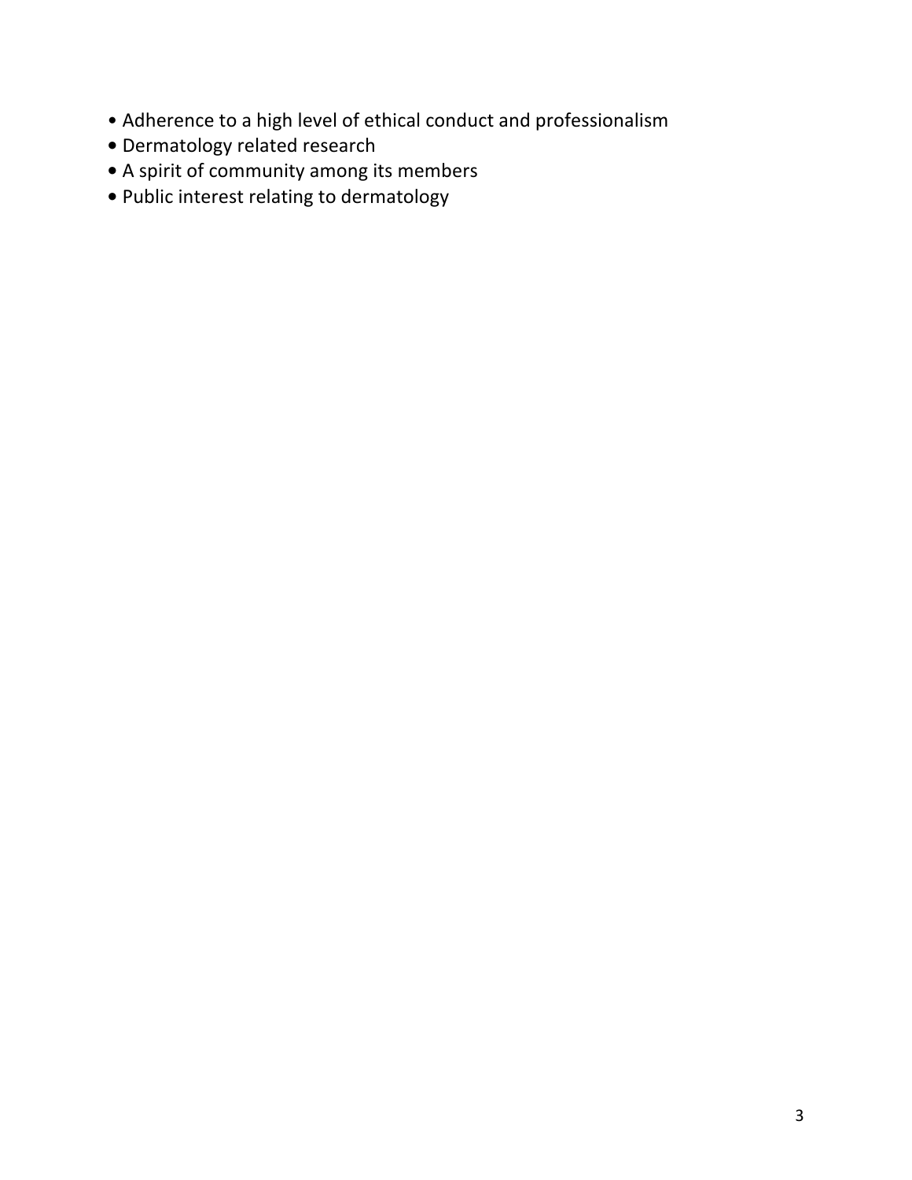- Adherence to a high level of ethical conduct and professionalism
- Dermatology related research
- A spirit of community among its members
- Public interest relating to dermatology